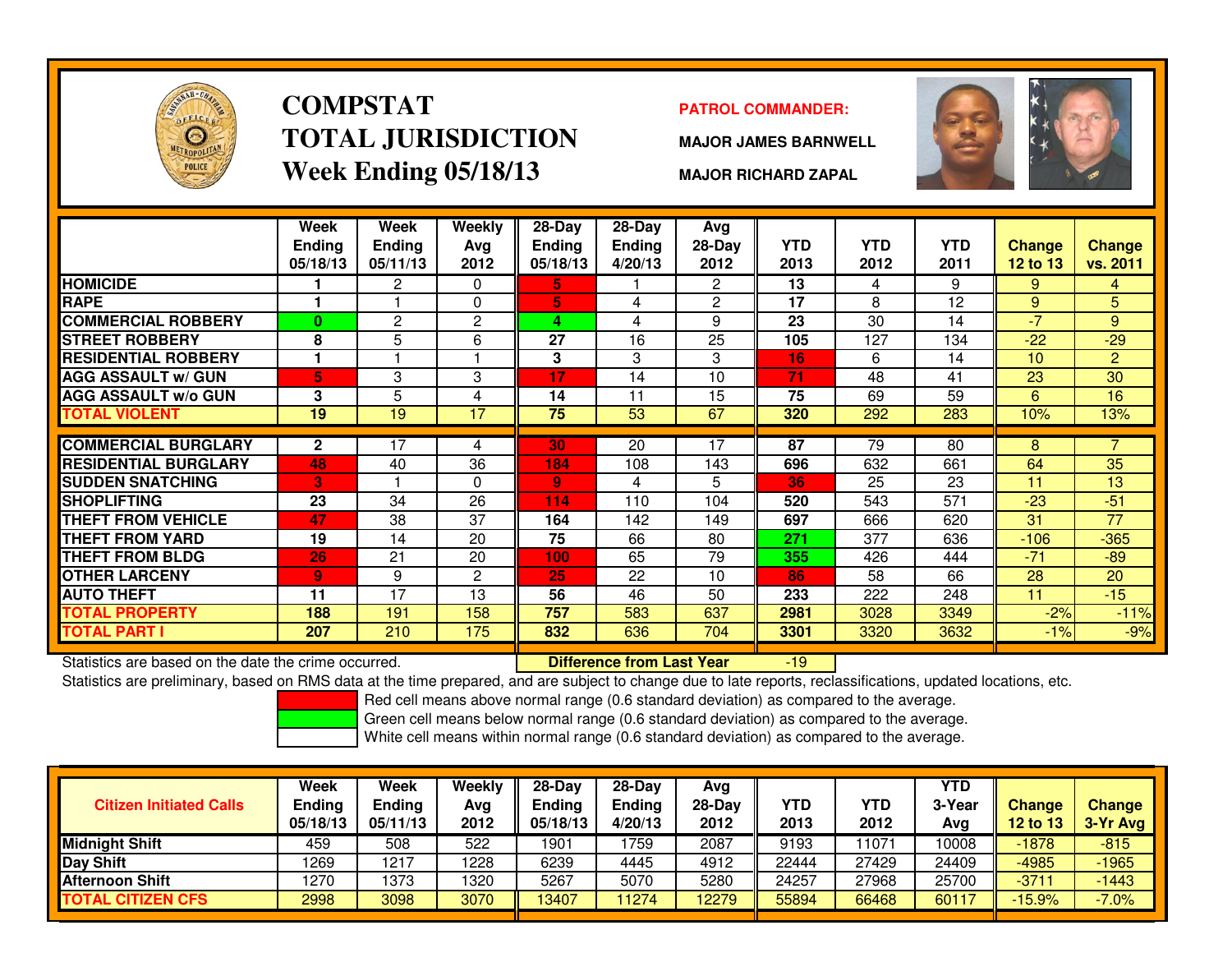# COMPSTAT TOTAL JURISDICTION Week Ending 05/18/13

**PATROL COMMANDER:**

**MAJOR JAMES BARNWELL**

**MAJOR RICHARD ZAPAL**

| | Week Ending 05/18/13 | Week Ending 05/11/13 | Weekly Avg 2012 | 28-Day Ending 05/18/13 | 28-Day Ending 4/20/13 | Avg 28-Day 2012 | YTD 2013 | YTD 2012 | YTD 2011 | Change 12 to 13 | Change vs. 2011 |
|---|---|---|---|---|---|---|---|---|---|---|---|
| HOMICIDE | 1 | 2 | 0 | 5 | 1 | 2 | 13 | 4 | 9 | 9 | 4 |
| RAPE | 1 | 1 | 0 | 5 | 4 | 2 | 17 | 8 | 12 | 9 | 5 |
| COMMERCIAL ROBBERY | 0 | 2 | 2 | 4 | 4 | 9 | 23 | 30 | 14 | -7 | 9 |
| STREET ROBBERY | 8 | 5 | 6 | 27 | 16 | 25 | 105 | 127 | 134 | -22 | -29 |
| RESIDENTIAL ROBBERY | 1 | 1 | 1 | 3 | 3 | 3 | 16 | 6 | 14 | 10 | 2 |
| AGG ASSAULT w/ GUN | 5 | 3 | 3 | 17 | 14 | 10 | 71 | 48 | 41 | 23 | 30 |
| AGG ASSAULT w/o GUN | 3 | 5 | 4 | 14 | 11 | 15 | 75 | 69 | 59 | 6 | 16 |
| TOTAL VIOLENT | 19 | 19 | 17 | 75 | 53 | 67 | 320 | 292 | 283 | 10% | 13% |
| COMMERCIAL BURGLARY | 2 | 17 | 4 | 30 | 20 | 17 | 87 | 79 | 80 | 8 | 7 |
| RESIDENTIAL BURGLARY | 48 | 40 | 36 | 184 | 108 | 143 | 696 | 632 | 661 | 64 | 35 |
| SUDDEN SNATCHING | 3 | 1 | 0 | 9 | 4 | 5 | 36 | 25 | 23 | 11 | 13 |
| SHOPLIFTING | 23 | 34 | 26 | 114 | 110 | 104 | 520 | 543 | 571 | -23 | -51 |
| THEFT FROM VEHICLE | 47 | 38 | 37 | 164 | 142 | 149 | 697 | 666 | 620 | 31 | 77 |
| THEFT FROM YARD | 19 | 14 | 20 | 75 | 66 | 80 | 271 | 377 | 636 | -106 | -365 |
| THEFT FROM BLDG | 26 | 21 | 20 | 100 | 65 | 79 | 355 | 426 | 444 | -71 | -89 |
| OTHER LARCENY | 9 | 9 | 2 | 25 | 22 | 10 | 86 | 58 | 66 | 28 | 20 |
| AUTO THEFT | 11 | 17 | 13 | 56 | 46 | 50 | 233 | 222 | 248 | 11 | -15 |
| TOTAL PROPERTY | 188 | 191 | 158 | 757 | 583 | 637 | 2981 | 3028 | 3349 | -2% | -11% |
| TOTAL PART I | 207 | 210 | 175 | 832 | 636 | 704 | 3301 | 3320 | 3632 | -1% | -9% |

Statistics are based on the date the crime occurred.

**Difference from Last Year** -19

Statistics are preliminary, based on RMS data at the time prepared, and are subject to change due to late reports, reclassifications, updated locations, etc.

Red cell means above normal range (0.6 standard deviation) as compared to the average.

Green cell means below normal range (0.6 standard deviation) as compared to the average.

White cell means within normal range (0.6 standard deviation) as compared to the average.

| Citizen Initiated Calls | Week Ending 05/18/13 | Week Ending 05/11/13 | Weekly Avg 2012 | 28-Day Ending 05/18/13 | 28-Day Ending 4/20/13 | Avg 28-Day 2012 | YTD 2013 | YTD 2012 | YTD 3-Year Avg | Change 12 to 13 | Change 3-Yr Avg |
|---|---|---|---|---|---|---|---|---|---|---|---|
| Midnight Shift | 459 | 508 | 522 | 1901 | 1759 | 2087 | 9193 | 11071 | 10008 | -1878 | -815 |
| Day Shift | 1269 | 1217 | 1228 | 6239 | 4445 | 4912 | 22444 | 27429 | 24409 | -4985 | -1965 |
| Afternoon Shift | 1270 | 1373 | 1320 | 5267 | 5070 | 5280 | 24257 | 27968 | 25700 | -3711 | -1443 |
| TOTAL CITIZEN CFS | 2998 | 3098 | 3070 | 13407 | 11274 | 12279 | 55894 | 66468 | 60117 | -15.9% | -7.0% |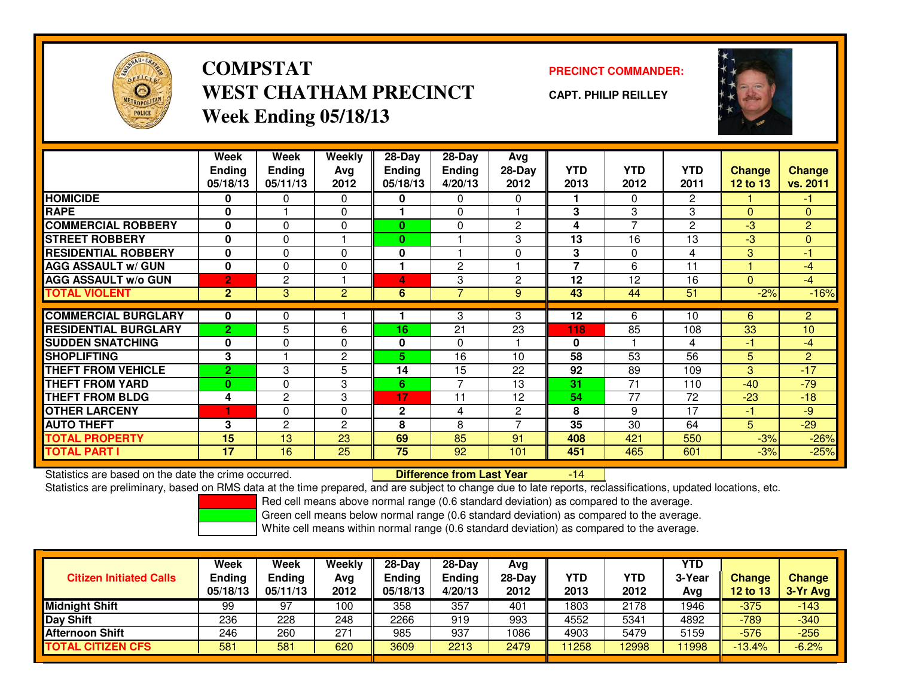# COMPSTAT
# WEST CHATHAM PRECINCT
## Week Ending 05/18/13

**PRECINCT COMMANDER:**

**CAPT. PHILIP REILLEY**

| | Week Ending 05/18/13 | Week Ending 05/11/13 | Weekly Avg 2012 | 28-Day Ending 05/18/13 | 28-Day Ending 4/20/13 | Avg 28-Day 2012 | YTD 2013 | YTD 2012 | YTD 2011 | Change 12 to 13 | Change vs. 2011 |
|---|---|---|---|---|---|---|---|---|---|---|---|
| HOMICIDE | 0 | 0 | 0 | 0 | 0 | 0 | 1 | 0 | 2 | 1 | -1 |
| RAPE | 0 | 1 | 0 | 1 | 0 | 1 | 3 | 3 | 3 | 0 | 0 |
| COMMERCIAL ROBBERY | 0 | 0 | 0 | 0 | 0 | 2 | 4 | 7 | 2 | -3 | 2 |
| STREET ROBBERY | 0 | 0 | 1 | 0 | 1 | 3 | 13 | 16 | 13 | -3 | 0 |
| RESIDENTIAL ROBBERY | 0 | 0 | 0 | 0 | 1 | 0 | 3 | 0 | 4 | 3 | -1 |
| AGG ASSAULT w/ GUN | 0 | 0 | 0 | 1 | 2 | 1 | 7 | 6 | 11 | 1 | -4 |
| AGG ASSAULT w/o GUN | 2 | 2 | 1 | 4 | 3 | 2 | 12 | 12 | 16 | 0 | -4 |
| TOTAL VIOLENT | 2 | 3 | 2 | 6 | 7 | 9 | 43 | 44 | 51 | -2% | -16% |
| COMMERCIAL BURGLARY | 0 | 0 | 1 | 1 | 3 | 3 | 12 | 6 | 10 | 6 | 2 |
| RESIDENTIAL BURGLARY | 2 | 5 | 6 | 16 | 21 | 23 | 118 | 85 | 108 | 33 | 10 |
| SUDDEN SNATCHING | 0 | 0 | 0 | 0 | 0 | 1 | 0 | 1 | 4 | -1 | -4 |
| SHOPLIFTING | 3 | 1 | 2 | 5 | 16 | 10 | 58 | 53 | 56 | 5 | 2 |
| THEFT FROM VEHICLE | 2 | 3 | 5 | 14 | 15 | 22 | 92 | 89 | 109 | 3 | -17 |
| THEFT FROM YARD | 0 | 0 | 3 | 6 | 7 | 13 | 31 | 71 | 110 | -40 | -79 |
| THEFT FROM BLDG | 4 | 2 | 3 | 17 | 11 | 12 | 54 | 77 | 72 | -23 | -18 |
| OTHER LARCENY | 1 | 0 | 0 | 2 | 4 | 2 | 8 | 9 | 17 | -1 | -9 |
| AUTO THEFT | 3 | 2 | 2 | 8 | 8 | 7 | 35 | 30 | 64 | 5 | -29 |
| TOTAL PROPERTY | 15 | 13 | 23 | 69 | 85 | 91 | 408 | 421 | 550 | -3% | -26% |
| TOTAL PART I | 17 | 16 | 25 | 75 | 92 | 101 | 451 | 465 | 601 | -3% | -25% |

Statistics are based on the date the crime occurred. **Difference from Last Year** -14

Statistics are preliminary, based on RMS data at the time prepared, and are subject to change due to late reports, reclassifications, updated locations, etc.

Red cell means above normal range (0.6 standard deviation) as compared to the average.
Green cell means below normal range (0.6 standard deviation) as compared to the average.
White cell means within normal range (0.6 standard deviation) as compared to the average.

| Citizen Initiated Calls | Week Ending 05/18/13 | Week Ending 05/11/13 | Weekly Avg 2012 | 28-Day Ending 05/18/13 | 28-Day Ending 4/20/13 | Avg 28-Day 2012 | YTD 2013 | YTD 2012 | YTD 3-Year Avg | Change 12 to 13 | Change 3-Yr Avg |
|---|---|---|---|---|---|---|---|---|---|---|---|
| Midnight Shift | 99 | 97 | 100 | 358 | 357 | 401 | 1803 | 2178 | 1946 | -375 | -143 |
| Day Shift | 236 | 228 | 248 | 2266 | 919 | 993 | 4552 | 5341 | 4892 | -789 | -340 |
| Afternoon Shift | 246 | 260 | 271 | 985 | 937 | 1086 | 4903 | 5479 | 5159 | -576 | -256 |
| TOTAL CITIZEN CFS | 581 | 581 | 620 | 3609 | 2213 | 2479 | 11258 | 12998 | 11998 | -13.4% | -6.2% |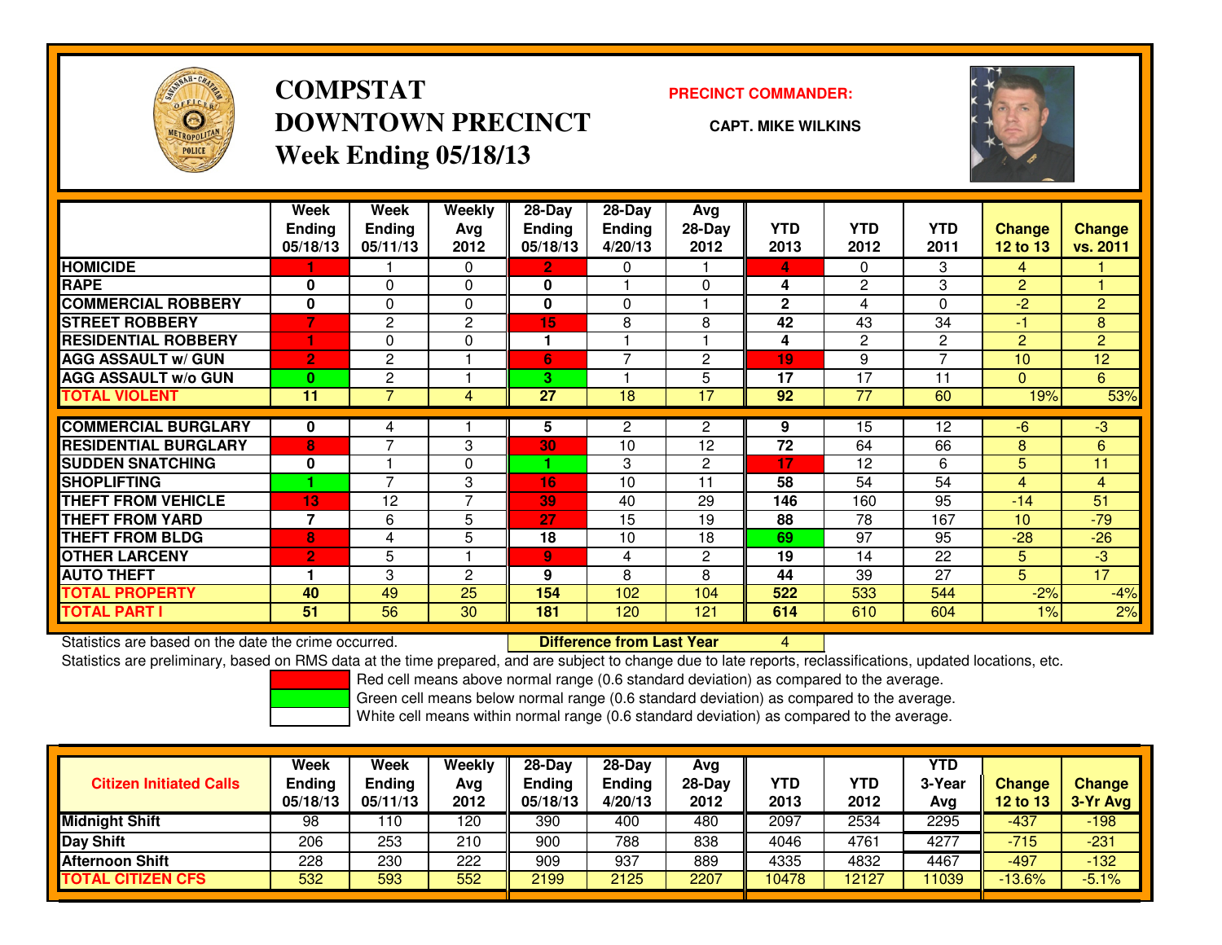# COMPSTAT
# DOWNTOWN PRECINCT
# Week Ending 05/18/13

**PRECINCT COMMANDER:**

**CAPT. MIKE WILKINS**

| | Week Ending 05/18/13 | Week Ending 05/11/13 | Weekly Avg 2012 | 28-Day Ending 05/18/13 | 28-Day Ending 4/20/13 | Avg 28-Day 2012 | YTD 2013 | YTD 2012 | YTD 2011 | Change 12 to 13 | Change vs. 2011 |
|---|---|---|---|---|---|---|---|---|---|---|---|
| HOMICIDE | 1 | 1 | 0 | 2 | 0 | 1 | 4 | 0 | 3 | 4 | 1 |
| RAPE | 0 | 0 | 0 | 0 | 1 | 0 | 4 | 2 | 3 | 2 | 1 |
| COMMERCIAL ROBBERY | 0 | 0 | 0 | 0 | 0 | 1 | 2 | 4 | 0 | -2 | 2 |
| STREET ROBBERY | 7 | 2 | 2 | 15 | 8 | 8 | 42 | 43 | 34 | -1 | 8 |
| RESIDENTIAL ROBBERY | 1 | 0 | 0 | 1 | 1 | 1 | 4 | 2 | 2 | 2 | 2 |
| AGG ASSAULT w/ GUN | 2 | 2 | 1 | 6 | 7 | 2 | 19 | 9 | 7 | 10 | 12 |
| AGG ASSAULT w/o GUN | 0 | 2 | 1 | 3 | 1 | 5 | 17 | 17 | 11 | 0 | 6 |
| TOTAL VIOLENT | 11 | 7 | 4 | 27 | 18 | 17 | 92 | 77 | 60 | 19% | 53% |
| COMMERCIAL BURGLARY | 0 | 4 | 1 | 5 | 2 | 2 | 9 | 15 | 12 | -6 | -3 |
| RESIDENTIAL BURGLARY | 8 | 7 | 3 | 30 | 10 | 12 | 72 | 64 | 66 | 8 | 6 |
| SUDDEN SNATCHING | 0 | 1 | 0 | 1 | 3 | 2 | 17 | 12 | 6 | 5 | 11 |
| SHOPLIFTING | 1 | 7 | 3 | 16 | 10 | 11 | 58 | 54 | 54 | 4 | 4 |
| THEFT FROM VEHICLE | 13 | 12 | 7 | 39 | 40 | 29 | 146 | 160 | 95 | -14 | 51 |
| THEFT FROM YARD | 7 | 6 | 5 | 27 | 15 | 19 | 88 | 78 | 167 | 10 | -79 |
| THEFT FROM BLDG | 8 | 4 | 5 | 18 | 10 | 18 | 69 | 97 | 95 | -28 | -26 |
| OTHER LARCENY | 2 | 5 | 1 | 9 | 4 | 2 | 19 | 14 | 22 | 5 | -3 |
| AUTO THEFT | 1 | 3 | 2 | 9 | 8 | 8 | 44 | 39 | 27 | 5 | 17 |
| TOTAL PROPERTY | 40 | 49 | 25 | 154 | 102 | 104 | 522 | 533 | 544 | -2% | -4% |
| TOTAL PART I | 51 | 56 | 30 | 181 | 120 | 121 | 614 | 610 | 604 | 1% | 2% |

Statistics are based on the date the crime occurred. **Difference from Last Year** 4

Statistics are preliminary, based on RMS data at the time prepared, and are subject to change due to late reports, reclassifications, updated locations, etc.

Red cell means above normal range (0.6 standard deviation) as compared to the average.
Green cell means below normal range (0.6 standard deviation) as compared to the average.
White cell means within normal range (0.6 standard deviation) as compared to the average.

| Citizen Initiated Calls | Week Ending 05/18/13 | Week Ending 05/11/13 | Weekly Avg 2012 | 28-Day Ending 05/18/13 | 28-Day Ending 4/20/13 | Avg 28-Day 2012 | YTD 2013 | YTD 2012 | YTD 3-Year Avg | Change 12 to 13 | Change 3-Yr Avg |
|---|---|---|---|---|---|---|---|---|---|---|---|
| Midnight Shift | 98 | 110 | 120 | 390 | 400 | 480 | 2097 | 2534 | 2295 | -437 | -198 |
| Day Shift | 206 | 253 | 210 | 900 | 788 | 838 | 4046 | 4761 | 4277 | -715 | -231 |
| Afternoon Shift | 228 | 230 | 222 | 909 | 937 | 889 | 4335 | 4832 | 4467 | -497 | -132 |
| TOTAL CITIZEN CFS | 532 | 593 | 552 | 2199 | 2125 | 2207 | 10478 | 12127 | 11039 | -13.6% | -5.1% |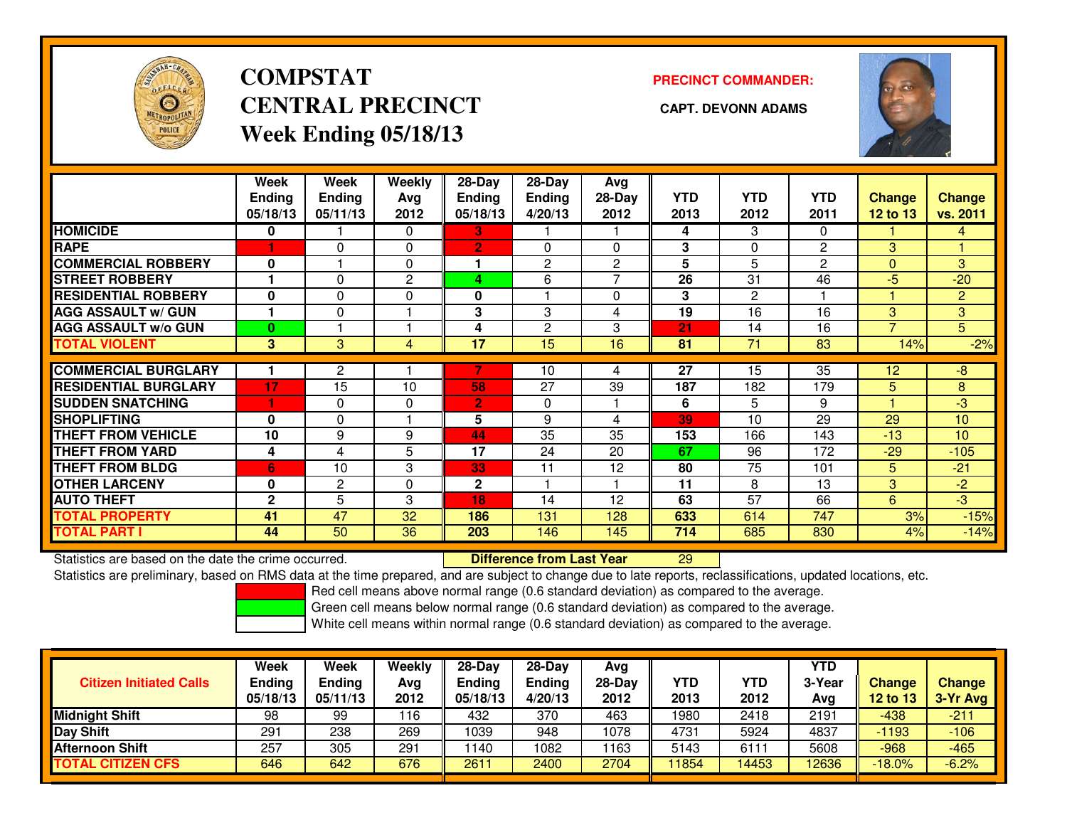# COMPSTAT
# CENTRAL PRECINCT
## Week Ending 05/18/13

**PRECINCT COMMANDER:**

**CAPT. DEVONN ADAMS**

| | Week Ending 05/18/13 | Week Ending 05/11/13 | Weekly Avg 2012 | 28-Day Ending 05/18/13 | 28-Day Ending 4/20/13 | Avg 28-Day 2012 | YTD 2013 | YTD 2012 | YTD 2011 | Change 12 to 13 | Change vs. 2011 |
|---|---|---|---|---|---|---|---|---|---|---|---|
| HOMICIDE | 0 | 1 | 0 | 3 | 1 | 1 | 4 | 3 | 0 | 1 | 4 |
| RAPE | 1 | 0 | 0 | 2 | 0 | 0 | 3 | 0 | 2 | 3 | 1 |
| COMMERCIAL ROBBERY | 0 | 1 | 0 | 1 | 2 | 2 | 5 | 5 | 2 | 0 | 3 |
| STREET ROBBERY | 1 | 0 | 2 | 4 | 6 | 7 | 26 | 31 | 46 | -5 | -20 |
| RESIDENTIAL ROBBERY | 0 | 0 | 0 | 0 | 1 | 0 | 3 | 2 | 1 | 1 | 2 |
| AGG ASSAULT w/ GUN | 1 | 0 | 1 | 3 | 3 | 4 | 19 | 16 | 16 | 3 | 3 |
| AGG ASSAULT w/o GUN | 0 | 1 | 1 | 4 | 2 | 3 | 21 | 14 | 16 | 7 | 5 |
| TOTAL VIOLENT | 3 | 3 | 4 | 17 | 15 | 16 | 81 | 71 | 83 | 14% | -2% |
| COMMERCIAL BURGLARY | 1 | 2 | 1 | 7 | 10 | 4 | 27 | 15 | 35 | 12 | -8 |
| RESIDENTIAL BURGLARY | 17 | 15 | 10 | 58 | 27 | 39 | 187 | 182 | 179 | 5 | 8 |
| SUDDEN SNATCHING | 1 | 0 | 0 | 2 | 0 | 1 | 6 | 5 | 9 | 1 | -3 |
| SHOPLIFTING | 0 | 0 | 1 | 5 | 9 | 4 | 39 | 10 | 29 | 29 | 10 |
| THEFT FROM VEHICLE | 10 | 9 | 9 | 44 | 35 | 35 | 153 | 166 | 143 | -13 | 10 |
| THEFT FROM YARD | 4 | 4 | 5 | 17 | 24 | 20 | 67 | 96 | 172 | -29 | -105 |
| THEFT FROM BLDG | 6 | 10 | 3 | 33 | 11 | 12 | 80 | 75 | 101 | 5 | -21 |
| OTHER LARCENY | 0 | 2 | 0 | 2 | 1 | 1 | 11 | 8 | 13 | 3 | -2 |
| AUTO THEFT | 2 | 5 | 3 | 18 | 14 | 12 | 63 | 57 | 66 | 6 | -3 |
| TOTAL PROPERTY | 41 | 47 | 32 | 186 | 131 | 128 | 633 | 614 | 747 | 3% | -15% |
| TOTAL PART I | 44 | 50 | 36 | 203 | 146 | 145 | 714 | 685 | 830 | 4% | -14% |

Statistics are based on the date the crime occurred. **Difference from Last Year** 29

Statistics are preliminary, based on RMS data at the time prepared, and are subject to change due to late reports, reclassifications, updated locations, etc.

Red cell means above normal range (0.6 standard deviation) as compared to the average.
Green cell means below normal range (0.6 standard deviation) as compared to the average.
White cell means within normal range (0.6 standard deviation) as compared to the average.

| Citizen Initiated Calls | Week Ending 05/18/13 | Week Ending 05/11/13 | Weekly Avg 2012 | 28-Day Ending 05/18/13 | 28-Day Ending 4/20/13 | Avg 28-Day 2012 | YTD 2013 | YTD 2012 | YTD 3-Year Avg | Change 12 to 13 | Change 3-Yr Avg |
|---|---|---|---|---|---|---|---|---|---|---|---|
| Midnight Shift | 98 | 99 | 116 | 432 | 370 | 463 | 1980 | 2418 | 2191 | -438 | -211 |
| Day Shift | 291 | 238 | 269 | 1039 | 948 | 1078 | 4731 | 5924 | 4837 | -1193 | -106 |
| Afternoon Shift | 257 | 305 | 291 | 1140 | 1082 | 1163 | 5143 | 6111 | 5608 | -968 | -465 |
| TOTAL CITIZEN CFS | 646 | 642 | 676 | 2611 | 2400 | 2704 | 11854 | 14453 | 12636 | -18.0% | -6.2% |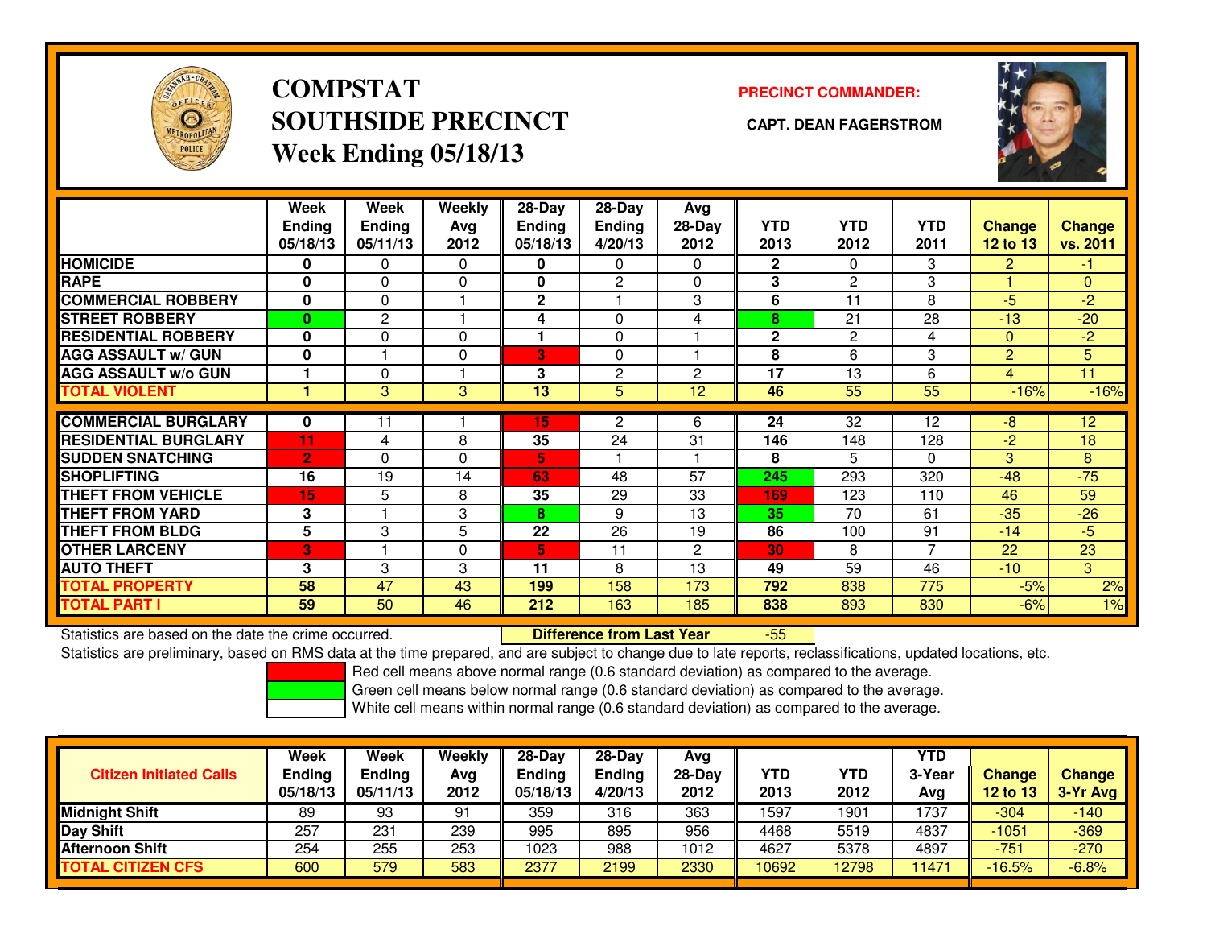# COMPSTAT
# SOUTHSIDE PRECINCT
# Week Ending 05/18/13

**PRECINCT COMMANDER:**

**CAPT. DEAN FAGERSTROM**

| | Week Ending 05/18/13 | Week Ending 05/11/13 | Weekly Avg 2012 | 28-Day Ending 05/18/13 | 28-Day Ending 4/20/13 | Avg 28-Day 2012 | YTD 2013 | YTD 2012 | YTD 2011 | Change 12 to 13 | Change vs. 2011 |
|---|---|---|---|---|---|---|---|---|---|---|---|
| HOMICIDE | 0 | 0 | 0 | 0 | 0 | 0 | 2 | 0 | 3 | 2 | -1 |
| RAPE | 0 | 0 | 0 | 0 | 2 | 0 | 3 | 2 | 3 | 1 | 0 |
| COMMERCIAL ROBBERY | 0 | 0 | 1 | 2 | 1 | 3 | 6 | 11 | 8 | -5 | -2 |
| STREET ROBBERY | 0 | 2 | 1 | 4 | 0 | 4 | 8 | 21 | 28 | -13 | -20 |
| RESIDENTIAL ROBBERY | 0 | 0 | 0 | 1 | 0 | 1 | 2 | 2 | 4 | 0 | -2 |
| AGG ASSAULT w/ GUN | 0 | 1 | 0 | 3 | 0 | 1 | 8 | 6 | 3 | 2 | 5 |
| AGG ASSAULT w/o GUN | 1 | 0 | 1 | 3 | 2 | 2 | 17 | 13 | 6 | 4 | 11 |
| TOTAL VIOLENT | 1 | 3 | 3 | 13 | 5 | 12 | 46 | 55 | 55 | -16% | -16% |
| COMMERCIAL BURGLARY | 0 | 11 | 1 | 15 | 2 | 6 | 24 | 32 | 12 | -8 | 12 |
| RESIDENTIAL BURGLARY | 11 | 4 | 8 | 35 | 24 | 31 | 146 | 148 | 128 | -2 | 18 |
| SUDDEN SNATCHING | 2 | 0 | 0 | 5 | 1 | 1 | 8 | 5 | 0 | 3 | 8 |
| SHOPLIFTING | 16 | 19 | 14 | 63 | 48 | 57 | 245 | 293 | 320 | -48 | -75 |
| THEFT FROM VEHICLE | 15 | 5 | 8 | 35 | 29 | 33 | 169 | 123 | 110 | 46 | 59 |
| THEFT FROM YARD | 3 | 1 | 3 | 8 | 9 | 13 | 35 | 70 | 61 | -35 | -26 |
| THEFT FROM BLDG | 5 | 3 | 5 | 22 | 26 | 19 | 86 | 100 | 91 | -14 | -5 |
| OTHER LARCENY | 3 | 1 | 0 | 5 | 11 | 2 | 30 | 8 | 7 | 22 | 23 |
| AUTO THEFT | 3 | 3 | 3 | 11 | 8 | 13 | 49 | 59 | 46 | -10 | 3 |
| TOTAL PROPERTY | 58 | 47 | 43 | 199 | 158 | 173 | 792 | 838 | 775 | -5% | 2% |
| TOTAL PART I | 59 | 50 | 46 | 212 | 163 | 185 | 838 | 893 | 830 | -6% | 1% |

Statistics are based on the date the crime occurred. **Difference from Last Year** -55

Statistics are preliminary, based on RMS data at the time prepared, and are subject to change due to late reports, reclassifications, updated locations, etc.

Red cell means above normal range (0.6 standard deviation) as compared to the average.
Green cell means below normal range (0.6 standard deviation) as compared to the average.
White cell means within normal range (0.6 standard deviation) as compared to the average.

| Citizen Initiated Calls | Week Ending 05/18/13 | Week Ending 05/11/13 | Weekly Avg 2012 | 28-Day Ending 05/18/13 | 28-Day Ending 4/20/13 | Avg 28-Day 2012 | YTD 2013 | YTD 2012 | YTD 3-Year Avg | Change 12 to 13 | Change 3-Yr Avg |
|---|---|---|---|---|---|---|---|---|---|---|---|
| Midnight Shift | 89 | 93 | 91 | 359 | 316 | 363 | 1597 | 1901 | 1737 | -304 | -140 |
| Day Shift | 257 | 231 | 239 | 995 | 895 | 956 | 4468 | 5519 | 4837 | -1051 | -369 |
| Afternoon Shift | 254 | 255 | 253 | 1023 | 988 | 1012 | 4627 | 5378 | 4897 | -751 | -270 |
| TOTAL CITIZEN CFS | 600 | 579 | 583 | 2377 | 2199 | 2330 | 10692 | 12798 | 11471 | -16.5% | -6.8% |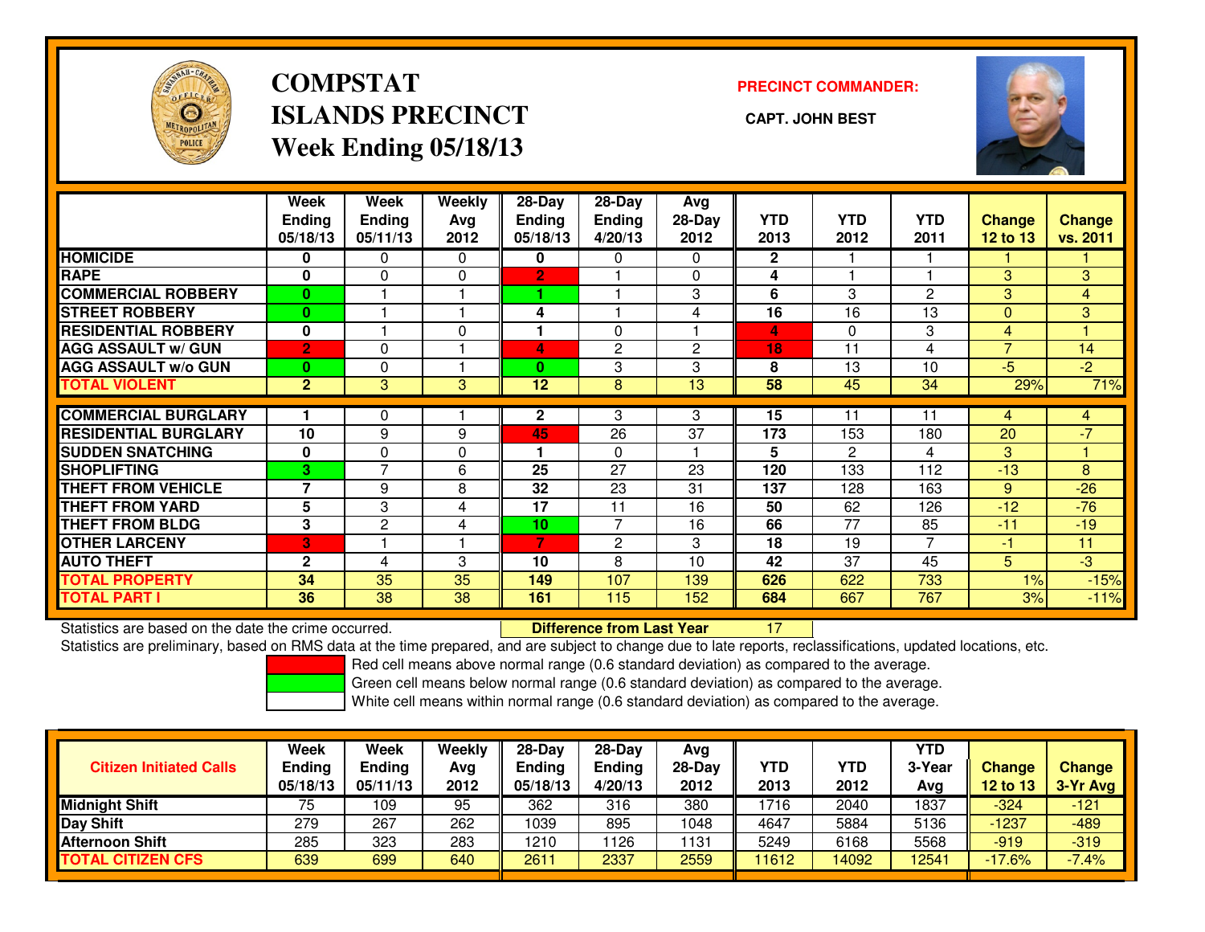# COMPSTAT
# ISLANDS PRECINCT
# Week Ending 05/18/13

**PRECINCT COMMANDER:**

**CAPT. JOHN BEST**

| | Week Ending 05/18/13 | Week Ending 05/11/13 | Weekly Avg 2012 | 28-Day Ending 05/18/13 | 28-Day Ending 4/20/13 | Avg 28-Day 2012 | YTD 2013 | YTD 2012 | YTD 2011 | Change 12 to 13 | Change vs. 2011 |
|---|---|---|---|---|---|---|---|---|---|---|---|
| HOMICIDE | 0 | 0 | 0 | 0 | 0 | 0 | 2 | 1 | 1 | 1 | 1 |
| RAPE | 0 | 0 | 0 | 2 | 1 | 0 | 4 | 1 | 1 | 3 | 3 |
| COMMERCIAL ROBBERY | 0 | 1 | 1 | 1 | 1 | 3 | 6 | 3 | 2 | 3 | 4 |
| STREET ROBBERY | 0 | 1 | 1 | 4 | 1 | 4 | 16 | 16 | 13 | 0 | 3 |
| RESIDENTIAL ROBBERY | 0 | 1 | 0 | 1 | 0 | 1 | 4 | 0 | 3 | 4 | 1 |
| AGG ASSAULT w/ GUN | 2 | 0 | 1 | 4 | 2 | 2 | 18 | 11 | 4 | 7 | 14 |
| AGG ASSAULT w/o GUN | 0 | 0 | 1 | 0 | 3 | 3 | 8 | 13 | 10 | -5 | -2 |
| TOTAL VIOLENT | 2 | 3 | 3 | 12 | 8 | 13 | 58 | 45 | 34 | 29% | 71% |
| COMMERCIAL BURGLARY | 1 | 0 | 1 | 2 | 3 | 3 | 15 | 11 | 11 | 4 | 4 |
| RESIDENTIAL BURGLARY | 10 | 9 | 9 | 45 | 26 | 37 | 173 | 153 | 180 | 20 | -7 |
| SUDDEN SNATCHING | 0 | 0 | 0 | 1 | 0 | 1 | 5 | 2 | 4 | 3 | 1 |
| SHOPLIFTING | 3 | 7 | 6 | 25 | 27 | 23 | 120 | 133 | 112 | -13 | 8 |
| THEFT FROM VEHICLE | 7 | 9 | 8 | 32 | 23 | 31 | 137 | 128 | 163 | 9 | -26 |
| THEFT FROM YARD | 5 | 3 | 4 | 17 | 11 | 16 | 50 | 62 | 126 | -12 | -76 |
| THEFT FROM BLDG | 3 | 2 | 4 | 10 | 7 | 16 | 66 | 77 | 85 | -11 | -19 |
| OTHER LARCENY | 3 | 1 | 1 | 7 | 2 | 3 | 18 | 19 | 7 | -1 | 11 |
| AUTO THEFT | 2 | 4 | 3 | 10 | 8 | 10 | 42 | 37 | 45 | 5 | -3 |
| TOTAL PROPERTY | 34 | 35 | 35 | 149 | 107 | 139 | 626 | 622 | 733 | 1% | -15% |
| TOTAL PART I | 36 | 38 | 38 | 161 | 115 | 152 | 684 | 667 | 767 | 3% | -11% |

Statistics are based on the date the crime occurred. **Difference from Last Year** 17

Statistics are preliminary, based on RMS data at the time prepared, and are subject to change due to late reports, reclassifications, updated locations, etc.

Red cell means above normal range (0.6 standard deviation) as compared to the average.

Green cell means below normal range (0.6 standard deviation) as compared to the average.

White cell means within normal range (0.6 standard deviation) as compared to the average.

| Citizen Initiated Calls | Week Ending 05/18/13 | Week Ending 05/11/13 | Weekly Avg 2012 | 28-Day Ending 05/18/13 | 28-Day Ending 4/20/13 | Avg 28-Day 2012 | YTD 2013 | YTD 2012 | YTD 3-Year Avg | Change 12 to 13 | Change 3-Yr Avg |
|---|---|---|---|---|---|---|---|---|---|---|---|
| Midnight Shift | 75 | 109 | 95 | 362 | 316 | 380 | 1716 | 2040 | 1837 | -324 | -121 |
| Day Shift | 279 | 267 | 262 | 1039 | 895 | 1048 | 4647 | 5884 | 5136 | -1237 | -489 |
| Afternoon Shift | 285 | 323 | 283 | 1210 | 1126 | 1131 | 5249 | 6168 | 5568 | -919 | -319 |
| TOTAL CITIZEN CFS | 639 | 699 | 640 | 2611 | 2337 | 2559 | 11612 | 14092 | 12541 | -17.6% | -7.4% |